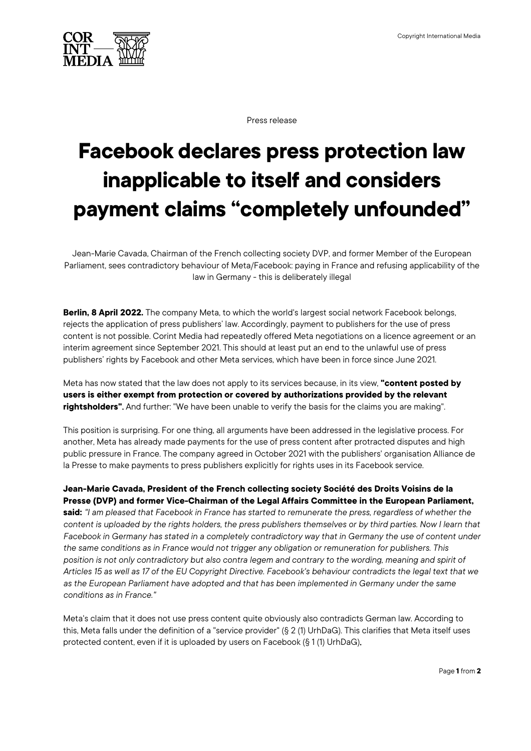Press release

# Facebook declares press protection law inapplicable to itself and considers payment claims "completely unfounded"

Jean-Marie Cavada, Chairman of the French collecting society DVP, and former Member of the European Parliament, sees contradictory behaviour of Meta/Facebook: paying in France and refusing applicability of the law in Germany - this is deliberately illegal

**Berlin, 8 April 2022.** The company Meta, to which the world's largest social network Facebook belongs, rejects the application of press publishers' law. Accordingly, payment to publishers for the use of press content is not possible. Corint Media had repeatedly offered Meta negotiations on a licence agreement or an interim agreement since September 2021. This should at least put an end to the unlawful use of press publishers' rights by Facebook and other Meta services, which have been in force since June 2021.

Meta has now stated that the law does not apply to its services because, in its view, **"content posted by users is either exempt from protection or covered by authorizations provided by the relevant rightsholders".** And further: "We have been unable to verify the basis for the claims you are making".

This position is surprising. For one thing, all arguments have been addressed in the legislative process. For another, Meta has already made payments for the use of press content after protracted disputes and high public pressure in France. The company agreed in October 2021 with the publishers' organisation Alliance de la Presse to make payments to press publishers explicitly for rights uses in its Facebook service.

**Jean-Marie Cavada, President of the French collecting society Société des Droits Voisins de la Presse (DVP) and former Vice-Chairman of the Legal Affairs Committee in the European Parliament, said:** *"I am pleased that Facebook in France has started to remunerate the press, regardless of whether the content is uploaded by the rights holders, the press publishers themselves or by third parties. Now I learn that Facebook in Germany has stated in a completely contradictory way that in Germany the use of content under the same conditions as in France would not trigger any obligation or remuneration for publishers. This position is not only contradictory but also contra legem and contrary to the wording, meaning and spirit of Articles 15 as well as 17 of the EU Copyright Directive. Facebook's behaviour contradicts the legal text that we as the European Parliament have adopted and that has been implemented in Germany under the same conditions as in France."*

Meta's claim that it does not use press content quite obviously also contradicts German law. According to this, Meta falls under the definition of a "service provider" (§ 2 (1) UrhDaG). This clarifies that Meta itself uses protected content, even if it is uploaded by users on Facebook (§ 1 (1) UrhDaG).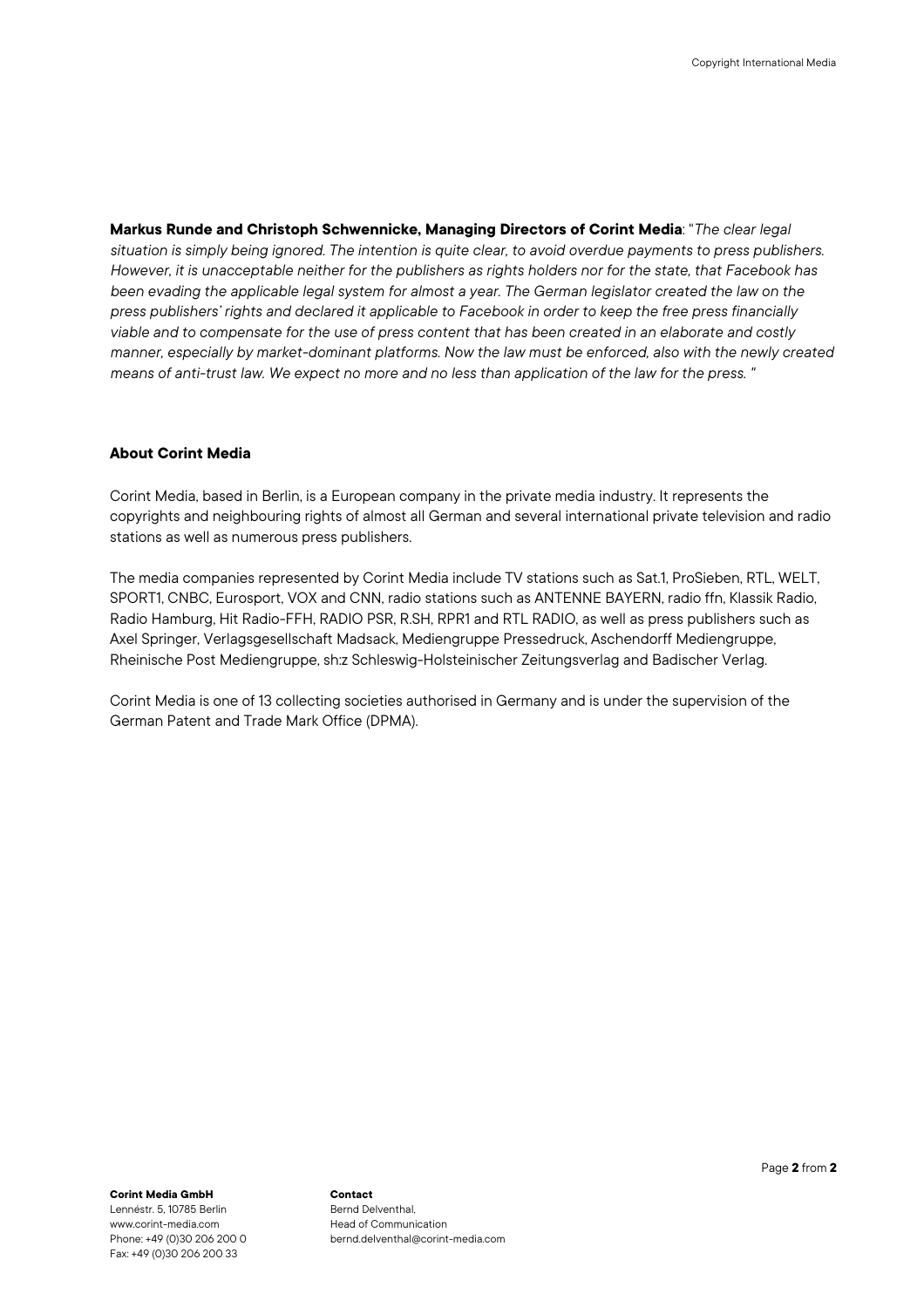**Markus Runde and Christoph Schwennicke, Managing Directors of Corint Media**: "*The clear legal situation is simply being ignored. The intention is quite clear, to avoid overdue payments to press publishers. However, it is unacceptable neither for the publishers as rights holders nor for the state, that Facebook has been evading the applicable legal system for almost a year. The German legislator created the law on the press publishers' rights and declared it applicable to Facebook in order to keep the free press financially viable and to compensate for the use of press content that has been created in an elaborate and costly manner, especially by market-dominant platforms. Now the law must be enforced, also with the newly created means of anti-trust law. We expect no more and no less than application of the law for the press. "*

**About Corint Media**

Corint Media, based in Berlin, is a European company in the private media industry. It represents the copyrights and neighbouring rights of almost all German and several international private television and radio stations as well as numerous press publishers.

The media companies represented by Corint Media include TV stations such as Sat.1, ProSieben, RTL, WELT, SPORT1, CNBC, Eurosport, VOX and CNN, radio stations such as ANTENNE BAYERN, radio ffn, Klassik Radio, Radio Hamburg, Hit Radio-FFH, RADIO PSR, R.SH, RPR1 and RTL RADIO, as well as press publishers such as Axel Springer, Verlagsgesellschaft Madsack, Mediengruppe Pressedruck, Aschendorff Mediengruppe, Rheinische Post Mediengruppe, sh:z Schleswig-Holsteinischer Zeitungsverlag and Badischer Verlag.

Corint Media is one of 13 collecting societies authorised in Germany and is under the supervision of the German Patent and Trade Mark Office (DPMA).

**Corint Media GmbH**
Lennéstr. 5, 10785 Berlin
www.corint-media.com
Phone: +49 (0)30 206 200 0
Fax: +49 (0)30 206 200 33

**Contact**
Bernd Delventhal,
Head of Communication
bernd.delventhal@corint-media.com